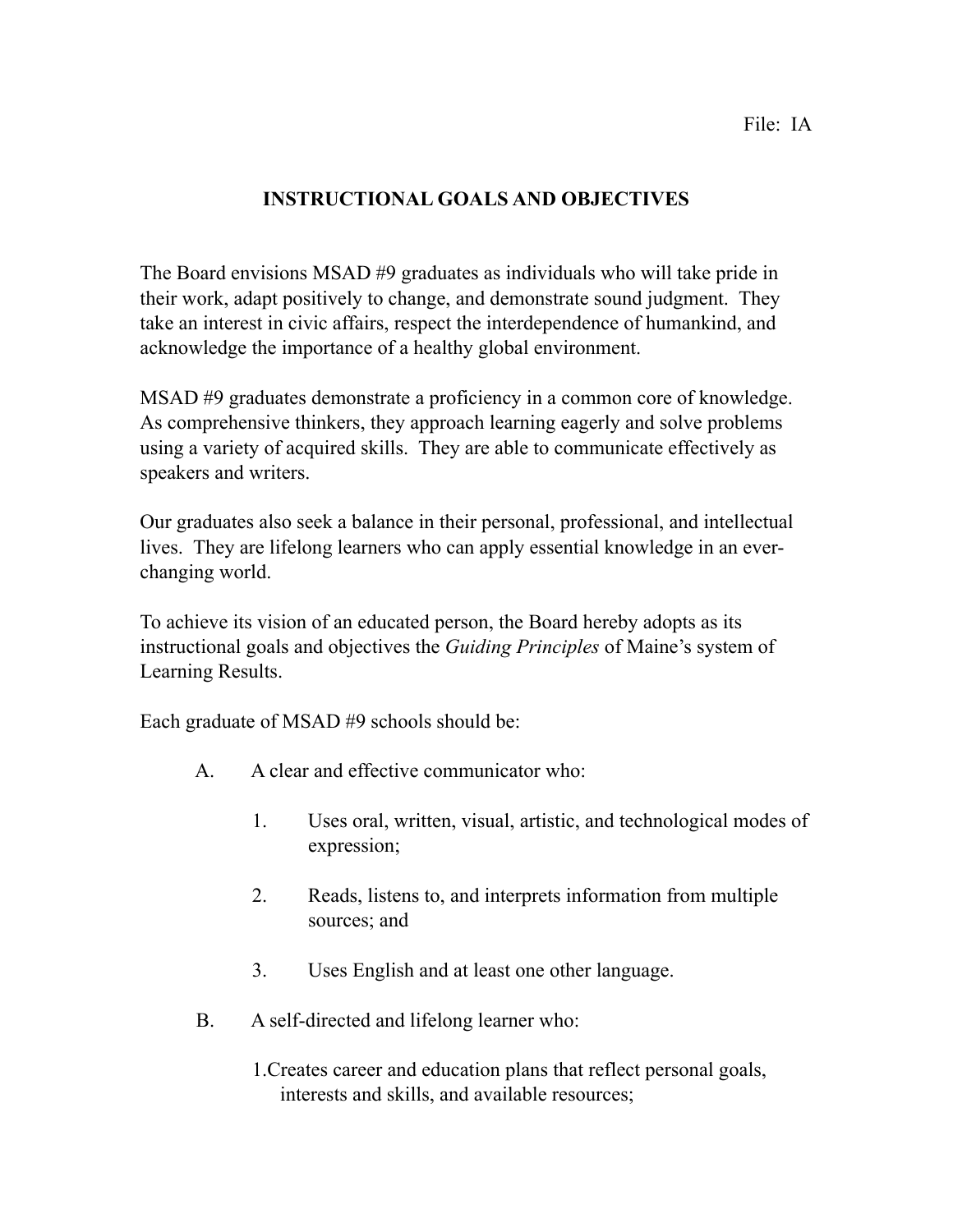File: IA

# INSTRUCTIONAL GOALS AND OBJECTIVES

The Board envisions MSAD #9 graduates as individuals who will take pride in their work, adapt positively to change, and demonstrate sound judgment. They take an interest in civic affairs, respect the interdependence of humankind, and acknowledge the importance of a healthy global environment.

MSAD #9 graduates demonstrate a proficiency in a common core of knowledge. As comprehensive thinkers, they approach learning eagerly and solve problems using a variety of acquired skills. They are able to communicate effectively as speakers and writers.

Our graduates also seek a balance in their personal, professional, and intellectual lives. They are lifelong learners who can apply essential knowledge in an ever-changing world.

To achieve its vision of an educated person, the Board hereby adopts as its instructional goals and objectives the *Guiding Principles* of Maine's system of Learning Results.

Each graduate of MSAD #9 schools should be:

A. A clear and effective communicator who:

   1. Uses oral, written, visual, artistic, and technological modes of expression;

   2. Reads, listens to, and interprets information from multiple sources; and

   3. Uses English and at least one other language.

B. A self-directed and lifelong learner who:

   1. Creates career and education plans that reflect personal goals, interests and skills, and available resources;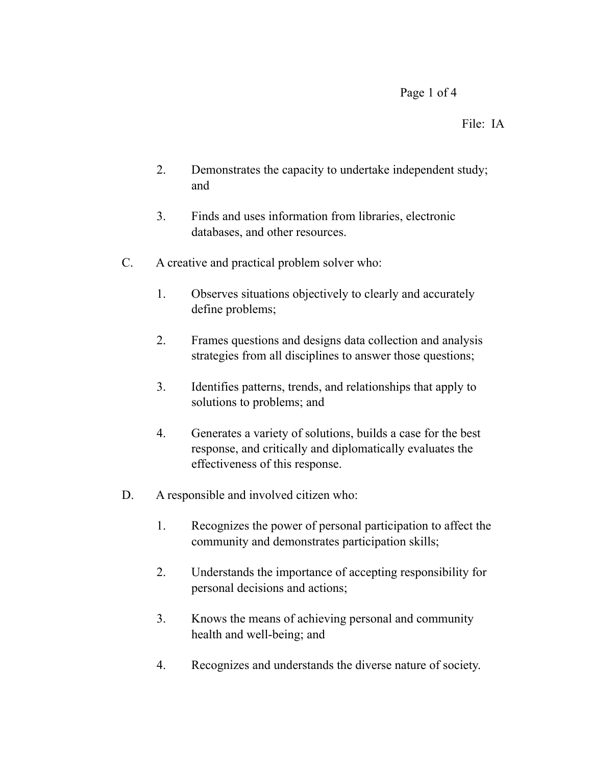2. Demonstrates the capacity to undertake independent study; and

3. Finds and uses information from libraries, electronic databases, and other resources.

C. A creative and practical problem solver who:

1. Observes situations objectively to clearly and accurately define problems;

2. Frames questions and designs data collection and analysis strategies from all disciplines to answer those questions;

3. Identifies patterns, trends, and relationships that apply to solutions to problems; and

4. Generates a variety of solutions, builds a case for the best response, and critically and diplomatically evaluates the effectiveness of this response.

D. A responsible and involved citizen who:

1. Recognizes the power of personal participation to affect the community and demonstrates participation skills;

2. Understands the importance of accepting responsibility for personal decisions and actions;

3. Knows the means of achieving personal and community health and well-being; and

4. Recognizes and understands the diverse nature of society.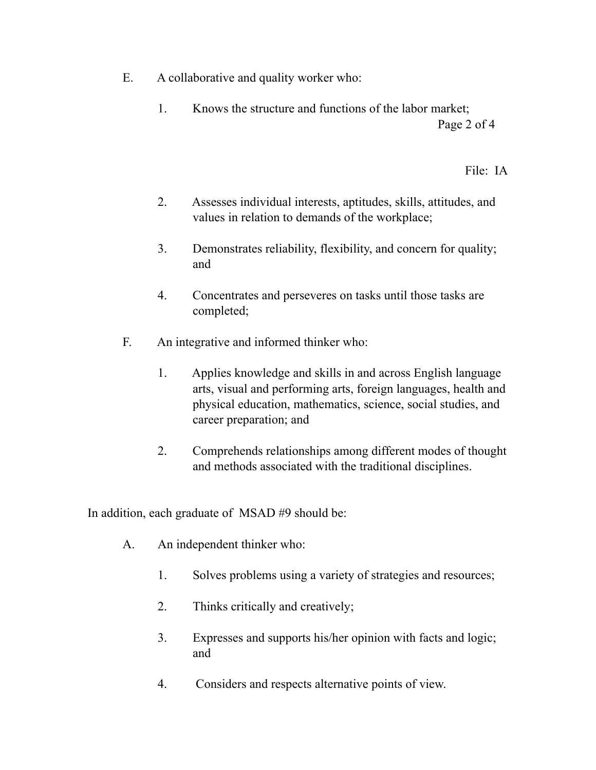E. A collaborative and quality worker who:

1. Knows the structure and functions of the labor market;

2. Assesses individual interests, aptitudes, skills, attitudes, and values in relation to demands of the workplace;

3. Demonstrates reliability, flexibility, and concern for quality; and

4. Concentrates and perseveres on tasks until those tasks are completed;

F. An integrative and informed thinker who:

1. Applies knowledge and skills in and across English language arts, visual and performing arts, foreign languages, health and physical education, mathematics, science, social studies, and career preparation; and

2. Comprehends relationships among different modes of thought and methods associated with the traditional disciplines.

In addition, each graduate of MSAD #9 should be:

A. An independent thinker who:

1. Solves problems using a variety of strategies and resources;

2. Thinks critically and creatively;

3. Expresses and supports his/her opinion with facts and logic; and

4. Considers and respects alternative points of view.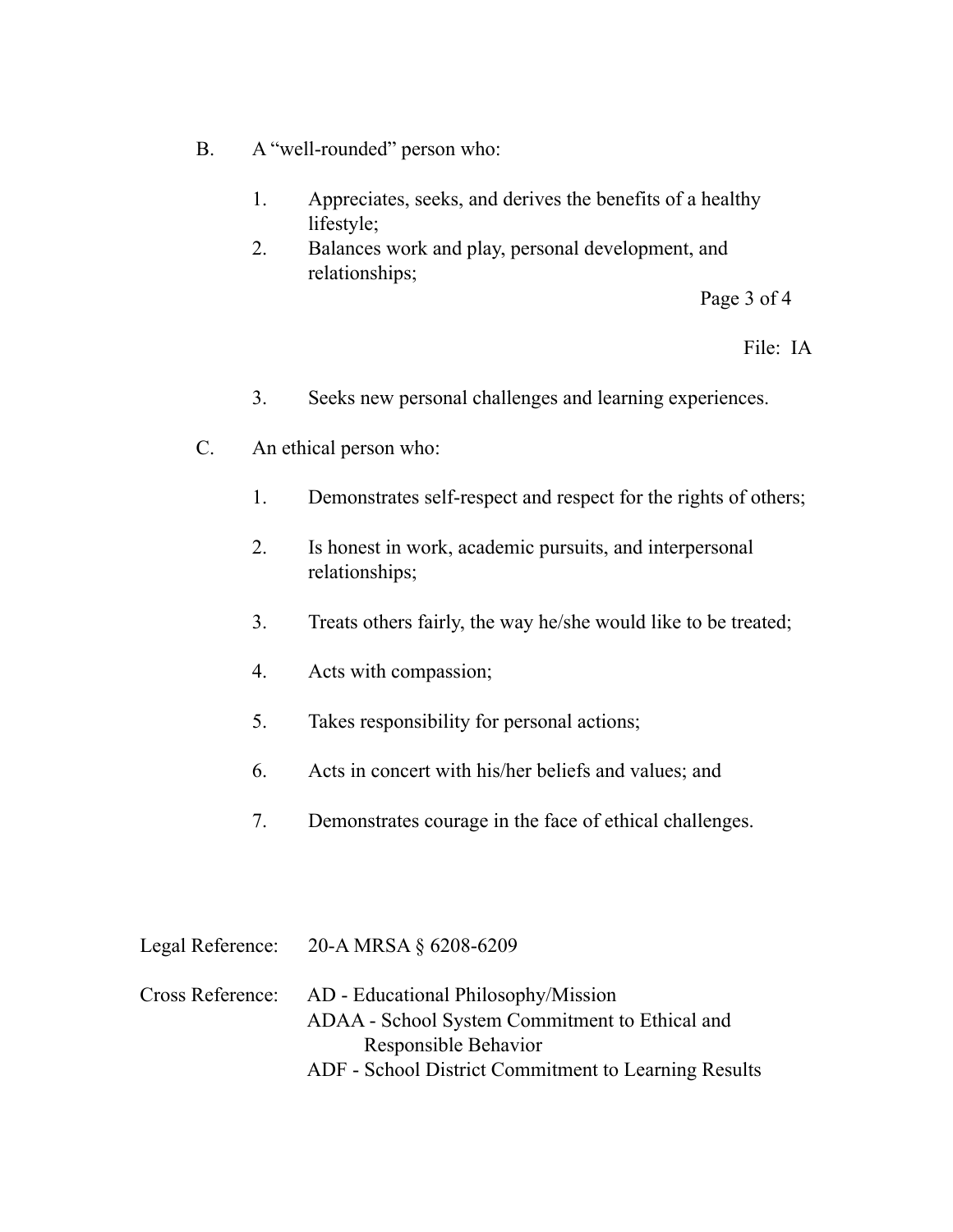B. A "well-rounded" person who:

1. Appreciates, seeks, and derives the benefits of a healthy lifestyle;
2. Balances work and play, personal development, and relationships;
3. Seeks new personal challenges and learning experiences.

C. An ethical person who:

1. Demonstrates self-respect and respect for the rights of others;
2. Is honest in work, academic pursuits, and interpersonal relationships;
3. Treats others fairly, the way he/she would like to be treated;
4. Acts with compassion;
5. Takes responsibility for personal actions;
6. Acts in concert with his/her beliefs and values; and
7. Demonstrates courage in the face of ethical challenges.

Legal Reference: 20-A MRSA § 6208-6209

Cross Reference: AD - Educational Philosophy/Mission
ADAA - School System Commitment to Ethical and Responsible Behavior
ADF - School District Commitment to Learning Results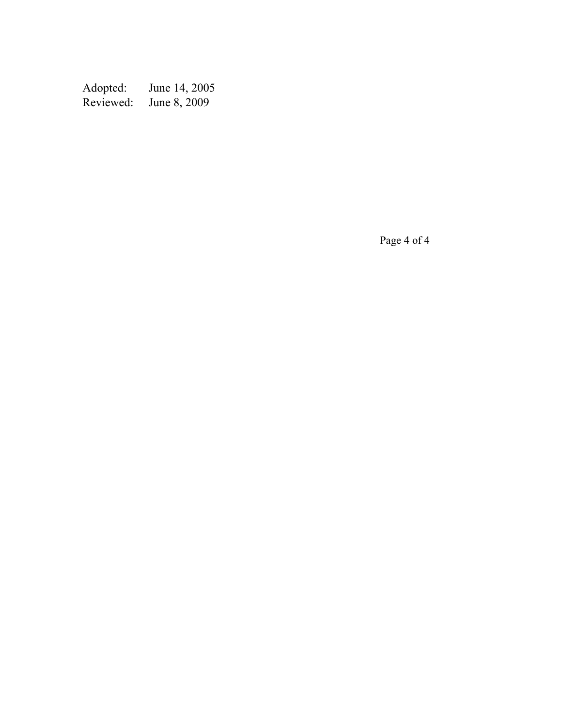Adopted: June 14, 2005
Reviewed: June 8, 2009